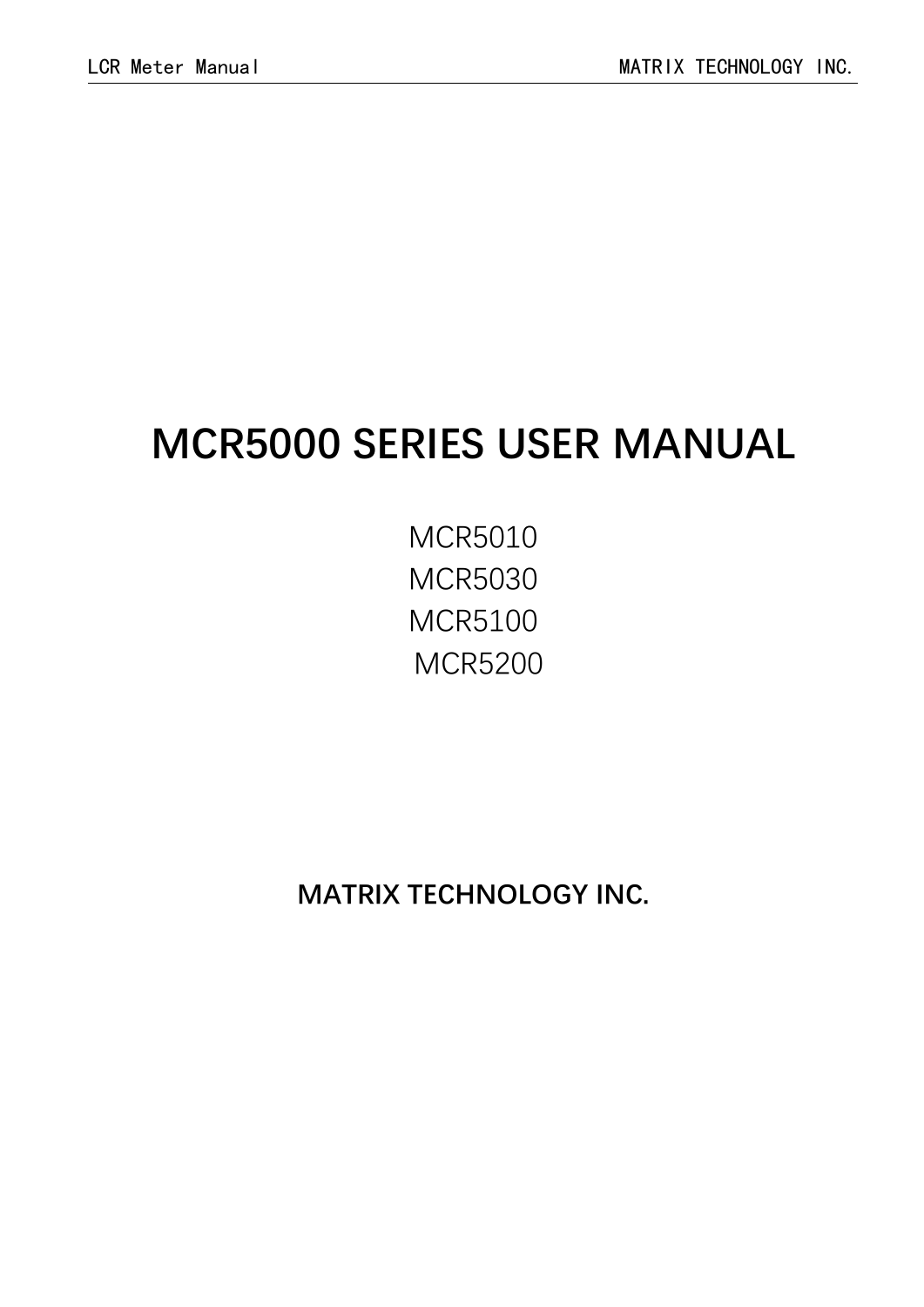# MCR5000 SERIES USER MANUAL

MCR5010

MCR5030

MCR5100

MCR5200

**MATRIX TECHNOLOGY INC.**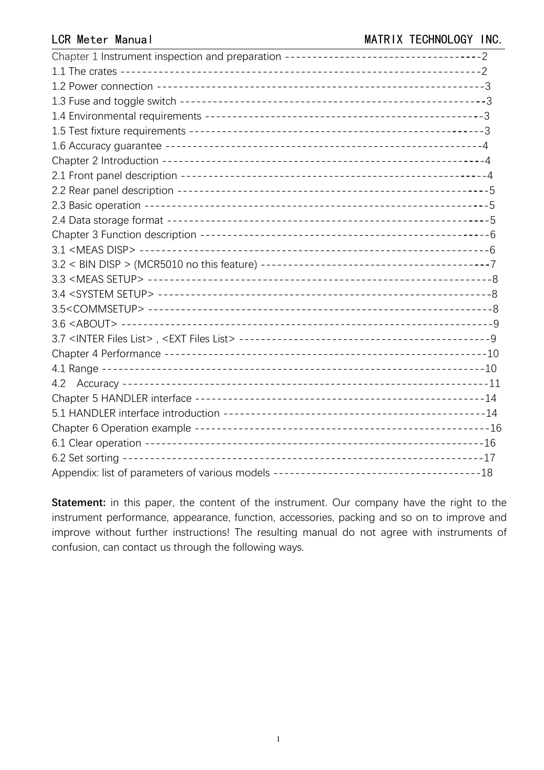Chapter 1 Instrument inspection and preparation ----------------------------------2
1.1 The crates -------------------------------------------------------------------2
1.2 Power connection -------------------------------------------------------------3
1.3 Fuse and toggle switch -------------------------------------------------------3
1.4 Environmental requirements ---------------------------------------------------3
1.5 Test fixture requirements ----------------------------------------------------3
1.6 Accuracy guarantee -----------------------------------------------------------4
Chapter 2 Introduction -----------------------------------------------------------4
2.1 Front panel description ------------------------------------------------------4
2.2 Rear panel description -------------------------------------------------------5
2.3 Basic operation --------------------------------------------------------------5
2.4 Data storage format ----------------------------------------------------------5
Chapter 3 Function description ---------------------------------------------------6
3.1 <MEAS DISP> ------------------------------------------------------------------6
3.2 < BIN DISP > (MCR5010 no this feature) --------------------------------------7
3.3 <MEAS SETUP> -----------------------------------------------------------------8
3.4 <SYSTEM SETUP> ---------------------------------------------------------------8
3.5<COMMSETUP> ------------------------------------------------------------------8
3.6 <ABOUT> ----------------------------------------------------------------------9
3.7 <INTER Files List> , <EXT Files List> ---------------------------------------9
Chapter 4 Performance -----------------------------------------------------------10
4.1 Range -----------------------------------------------------------------------10
4.2 Accuracy --------------------------------------------------------------------11
Chapter 5 HANDLER interface -----------------------------------------------------14
5.1 HANDLER interface introduction ----------------------------------------------14
Chapter 6 Operation example -----------------------------------------------------16
6.1 Clear operation -------------------------------------------------------------16
6.2 Set sorting -----------------------------------------------------------------17
Appendix: list of parameters of various models -------------------------------------18

**Statement:** in this paper, the content of the instrument. Our company have the right to the instrument performance, appearance, function, accessories, packing and so on to improve and improve without further instructions! The resulting manual do not agree with instruments of confusion, can contact us through the following ways.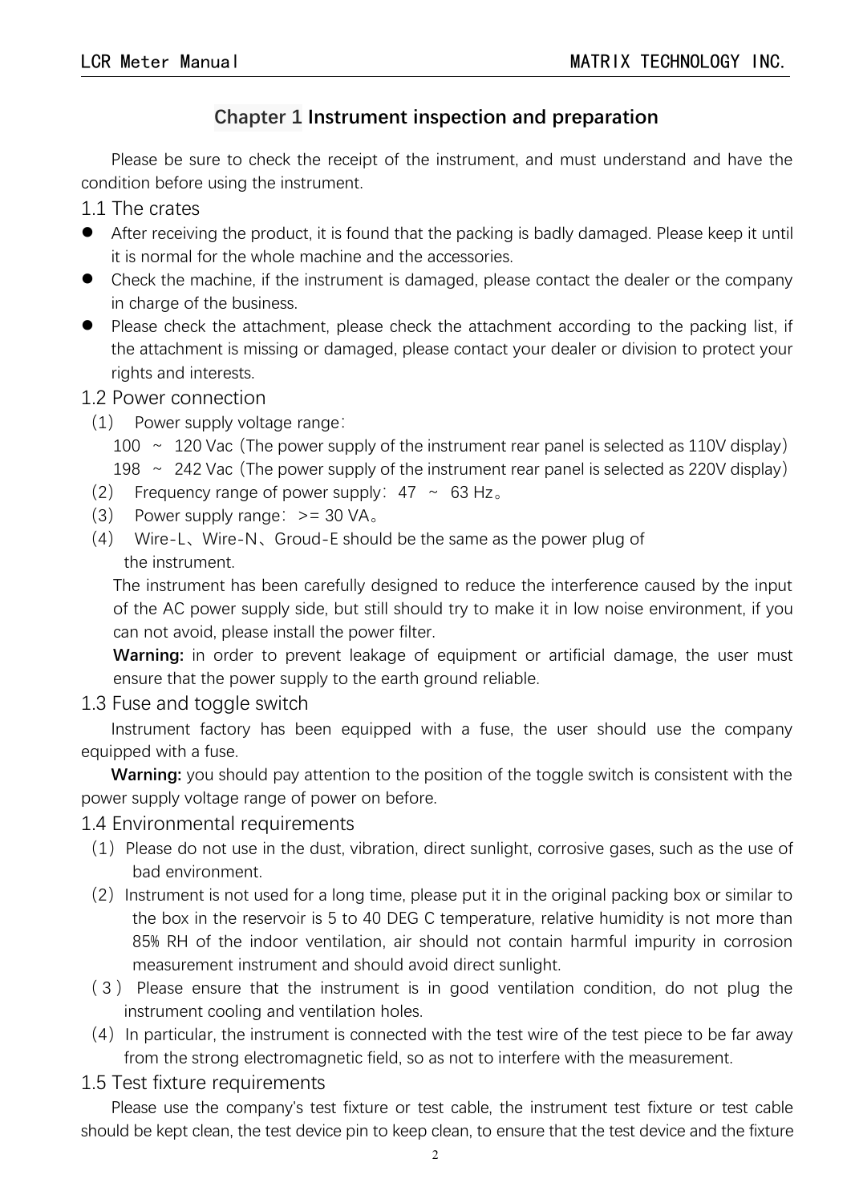## Chapter 1 Instrument inspection and preparation

Please be sure to check the receipt of the instrument, and must understand and have the condition before using the instrument.

### 1.1 The crates

- After receiving the product, it is found that the packing is badly damaged. Please keep it until it is normal for the whole machine and the accessories.
- Check the machine, if the instrument is damaged, please contact the dealer or the company in charge of the business.
- Please check the attachment, please check the attachment according to the packing list, if the attachment is missing or damaged, please contact your dealer or division to protect your rights and interests.

### 1.2 Power connection

(1) Power supply voltage range：

100 ~ 120 Vac（The power supply of the instrument rear panel is selected as 110V display）

198 ~ 242 Vac（The power supply of the instrument rear panel is selected as 220V display）

(2) Frequency range of power supply：47 ~ 63 Hz。

(3) Power supply range：>= 30 VA。

(4) Wire-L、Wire-N、Groud-E should be the same as the power plug of the instrument.

The instrument has been carefully designed to reduce the interference caused by the input of the AC power supply side, but still should try to make it in low noise environment, if you can not avoid, please install the power filter.

**Warning:** in order to prevent leakage of equipment or artificial damage, the user must ensure that the power supply to the earth ground reliable.

### 1.3 Fuse and toggle switch

Instrument factory has been equipped with a fuse, the user should use the company equipped with a fuse.

**Warning:** you should pay attention to the position of the toggle switch is consistent with the power supply voltage range of power on before.

### 1.4 Environmental requirements

(1) Please do not use in the dust, vibration, direct sunlight, corrosive gases, such as the use of bad environment.

(2) Instrument is not used for a long time, please put it in the original packing box or similar to the box in the reservoir is 5 to 40 DEG C temperature, relative humidity is not more than 85% RH of the indoor ventilation, air should not contain harmful impurity in corrosion measurement instrument and should avoid direct sunlight.

(3) Please ensure that the instrument is in good ventilation condition, do not plug the instrument cooling and ventilation holes.

(4) In particular, the instrument is connected with the test wire of the test piece to be far away from the strong electromagnetic field, so as not to interfere with the measurement.

### 1.5 Test fixture requirements

Please use the company's test fixture or test cable, the instrument test fixture or test cable should be kept clean, the test device pin to keep clean, to ensure that the test device and the fixture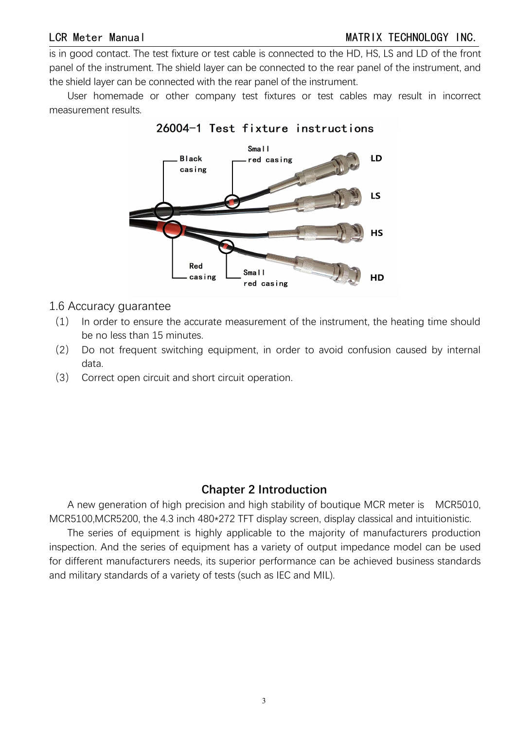is in good contact. The test fixture or test cable is connected to the HD, HS, LS and LD of the front panel of the instrument. The shield layer can be connected to the rear panel of the instrument, and the shield layer can be connected with the rear panel of the instrument.

User homemade or other company test fixtures or test cables may result in incorrect measurement results.

26004-1 Test fixture instructions

Black casing

Small red casing

LD

LS

HS

HD

Red casing

Small red casing

## 1.6 Accuracy guarantee

(1) In order to ensure the accurate measurement of the instrument, the heating time should be no less than 15 minutes.

(2) Do not frequent switching equipment, in order to avoid confusion caused by internal data.

(3) Correct open circuit and short circuit operation.

# Chapter 2 Introduction

A new generation of high precision and high stability of boutique MCR meter is MCR5010, MCR5100,MCR5200, the 4.3 inch 480*272 TFT display screen, display classical and intuitionistic.

The series of equipment is highly applicable to the majority of manufacturers production inspection. And the series of equipment has a variety of output impedance model can be used for different manufacturers needs, its superior performance can be achieved business standards and military standards of a variety of tests (such as IEC and MIL).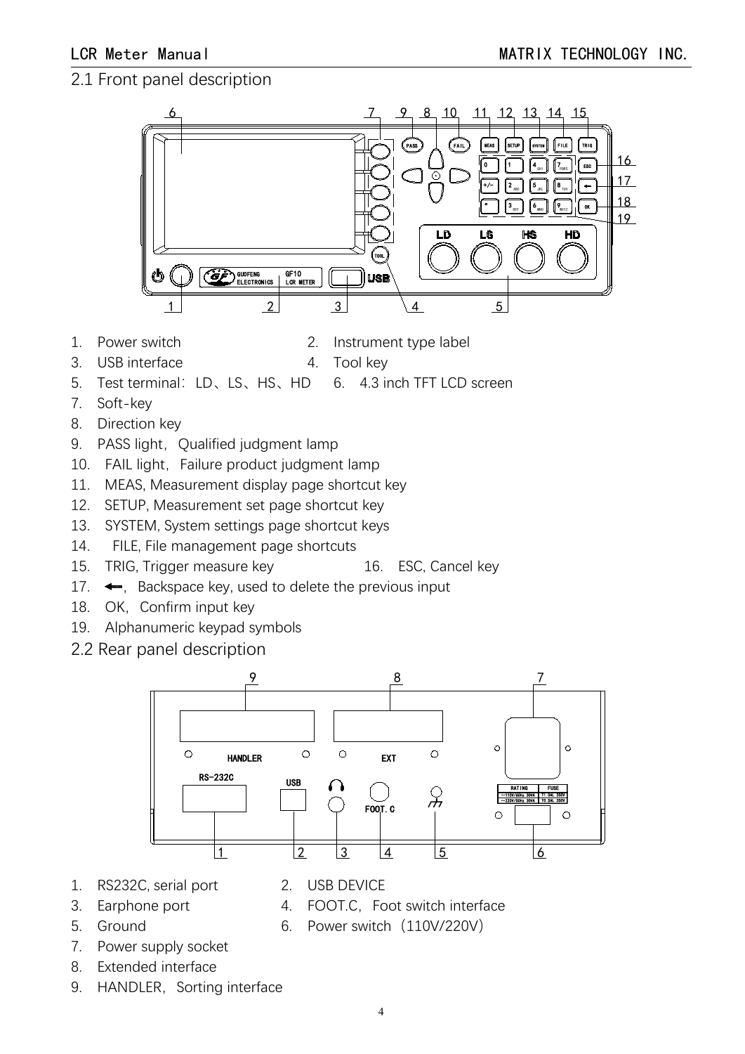## 2.1 Front panel description

1. Power switch
2. Instrument type label
3. USB interface
4. Tool key
5. Test terminal：LD、LS、HS、HD
6. 4.3 inch TFT LCD screen
7. Soft-key
8. Direction key
9. PASS light，Qualified judgment lamp
10. FAIL light，Failure product judgment lamp
11. MEAS, Measurement display page shortcut key
12. SETUP, Measurement set page shortcut key
13. SYSTEM, System settings page shortcut keys
14. FILE, File management page shortcuts
15. TRIG, Trigger measure key
16. ESC, Cancel key
17. ⟵，Backspace key, used to delete the previous input
18. OK，Confirm input key
19. Alphanumeric keypad symbols

## 2.2 Rear panel description

1. RS232C, serial port
2. USB DEVICE
3. Earphone port
4. FOOT.C，Foot switch interface
5. Ground
6. Power switch（110V/220V）
7. Power supply socket
8. Extended interface
9. HANDLER，Sorting interface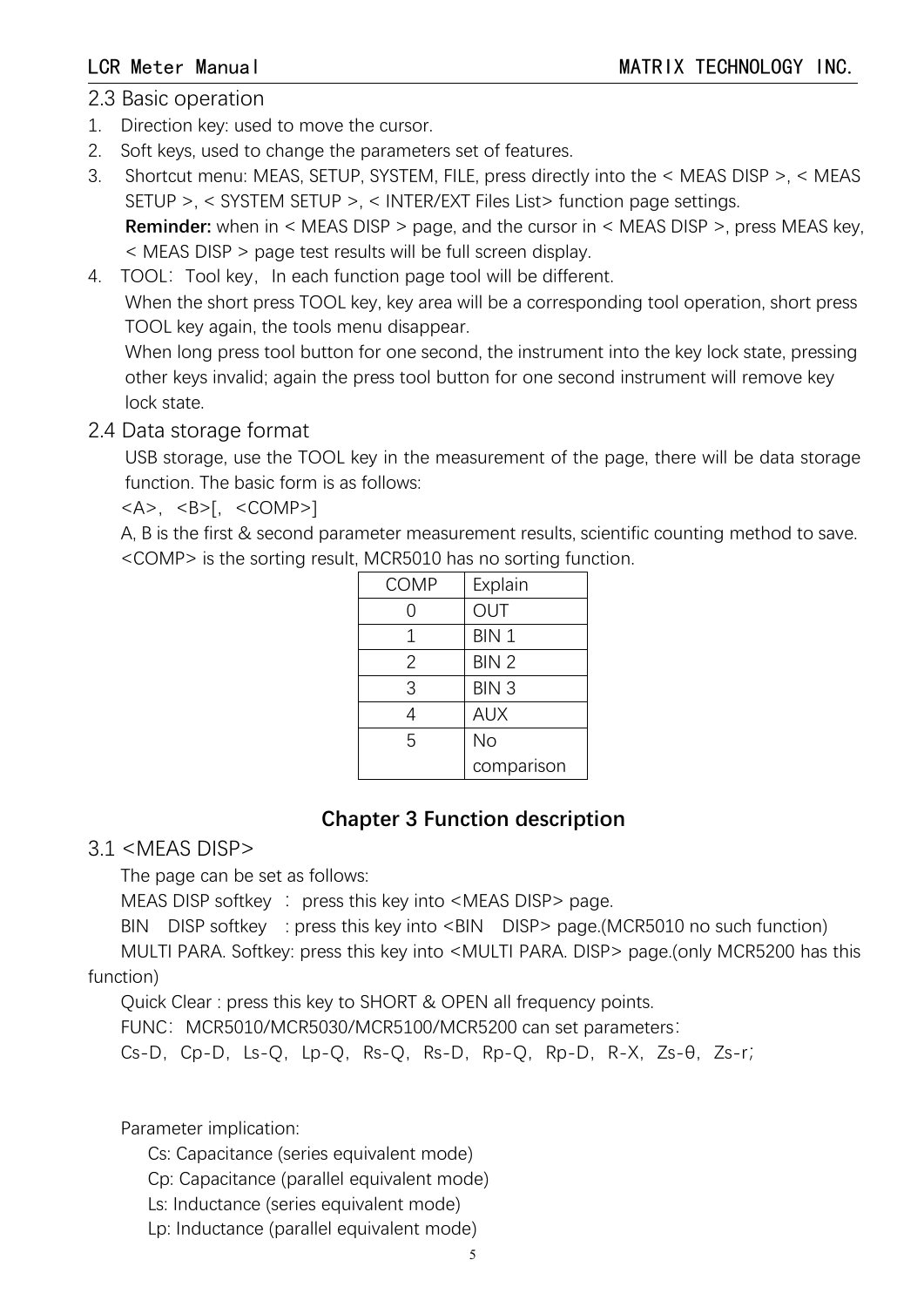## 2.3 Basic operation

1. Direction key: used to move the cursor.
2. Soft keys, used to change the parameters set of features.
3. Shortcut menu: MEAS, SETUP, SYSTEM, FILE, press directly into the < MEAS DISP >, < MEAS SETUP >, < SYSTEM SETUP >, < INTER/EXT Files List> function page settings.
   **Reminder:** when in < MEAS DISP > page, and the cursor in < MEAS DISP >, press MEAS key, < MEAS DISP > page test results will be full screen display.
4. TOOL：Tool key，In each function page tool will be different.
   When the short press TOOL key, key area will be a corresponding tool operation, short press TOOL key again, the tools menu disappear.
   When long press tool button for one second, the instrument into the key lock state, pressing other keys invalid; again the press tool button for one second instrument will remove key lock state.

## 2.4 Data storage format

USB storage, use the TOOL key in the measurement of the page, there will be data storage function. The basic form is as follows:

<A>，<B>[，<COMP>]

A, B is the first & second parameter measurement results, scientific counting method to save. <COMP> is the sorting result, MCR5010 has no sorting function.

| COMP | Explain |
|---|---|
| 0 | OUT |
| 1 | BIN 1 |
| 2 | BIN 2 |
| 3 | BIN 3 |
| 4 | AUX |
| 5 | No comparison |

# Chapter 3 Function description

## 3.1 <MEAS DISP>

The page can be set as follows:

MEAS DISP softkey ： press this key into <MEAS DISP> page.

BIN DISP softkey : press this key into <BIN DISP> page.(MCR5010 no such function)

MULTI PARA. Softkey: press this key into <MULTI PARA. DISP> page.(only MCR5200 has this function)

Quick Clear : press this key to SHORT & OPEN all frequency points.

FUNC：MCR5010/MCR5030/MCR5100/MCR5200 can set parameters：

Cs-D，Cp-D，Ls-Q，Lp-Q，Rs-Q，Rs-D，Rp-Q，Rp-D，R-X，Zs-θ，Zs-r；

Parameter implication:

Cs: Capacitance (series equivalent mode)

Cp: Capacitance (parallel equivalent mode)

Ls: Inductance (series equivalent mode)

Lp: Inductance (parallel equivalent mode)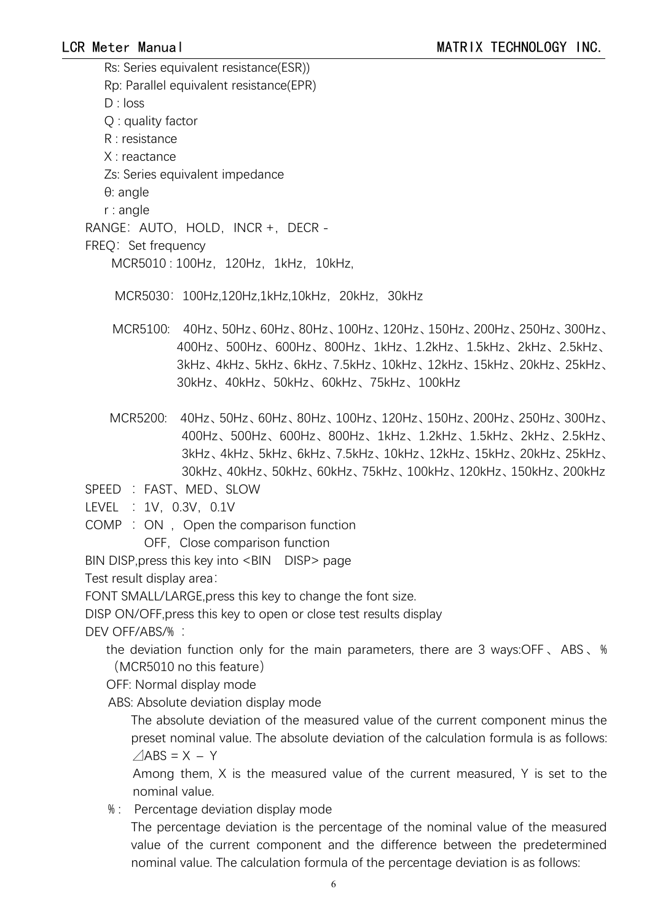Rs: Series equivalent resistance(ESR))

Rp: Parallel equivalent resistance(EPR)

D : loss

Q : quality factor

R : resistance

X : reactance

Zs: Series equivalent impedance

θ: angle

r : angle

RANGE：AUTO，HOLD，INCR +，DECR -

FREQ：Set frequency

MCR5010 : 100Hz，120Hz，1kHz，10kHz,

MCR5030：100Hz,120Hz,1kHz,10kHz，20kHz，30kHz

MCR5100: 40Hz、50Hz、60Hz、80Hz、100Hz、120Hz、150Hz、200Hz、250Hz、300Hz、400Hz、500Hz、600Hz、800Hz、1kHz、1.2kHz、1.5kHz、2kHz、2.5kHz、3kHz、4kHz、5kHz、6kHz、7.5kHz、10kHz、12kHz、15kHz、20kHz、25kHz、30kHz、40kHz、50kHz、60kHz、75kHz、100kHz

MCR5200: 40Hz、50Hz、60Hz、80Hz、100Hz、120Hz、150Hz、200Hz、250Hz、300Hz、400Hz、500Hz、600Hz、800Hz、1kHz、1.2kHz、1.5kHz、2kHz、2.5kHz、3kHz、4kHz、5kHz、6kHz、7.5kHz、10kHz、12kHz、15kHz、20kHz、25kHz、30kHz、40kHz、50kHz、60kHz、75kHz、100kHz、120kHz、150kHz、200kHz

SPEED ：FAST、MED、SLOW

LEVEL ：1V，0.3V，0.1V

COMP ：ON ，Open the comparison function

OFF，Close comparison function

BIN DISP,press this key into <BIN DISP> page

Test result display area：

FONT SMALL/LARGE,press this key to change the font size.

DISP ON/OFF,press this key to open or close test results display

DEV OFF/ABS/％ ：

the deviation function only for the main parameters, there are 3 ways:OFF、ABS、％（MCR5010 no this feature）

OFF: Normal display mode

ABS: Absolute deviation display mode

The absolute deviation of the measured value of the current component minus the preset nominal value. The absolute deviation of the calculation formula is as follows:

$\angle ABS = X - Y$

Among them, X is the measured value of the current measured, Y is set to the nominal value.

％： Percentage deviation display mode

The percentage deviation is the percentage of the nominal value of the measured value of the current component and the difference between the predetermined nominal value. The calculation formula of the percentage deviation is as follows: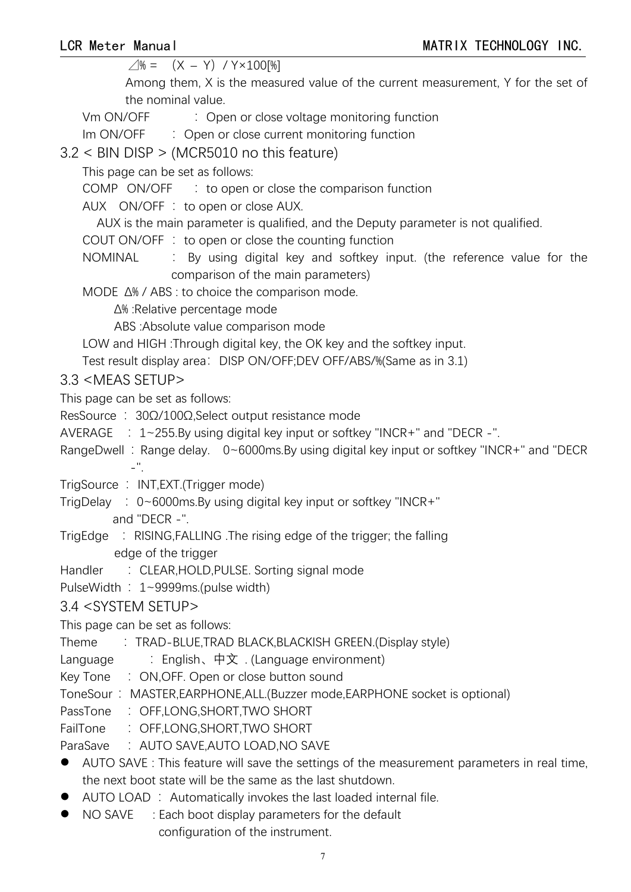⊿% = $(X - Y) / Y \times 100[\%]$

Among them, X is the measured value of the current measurement, Y for the set of the nominal value.

Vm ON/OFF　：Open or close voltage monitoring function

Im ON/OFF　：Open or close current monitoring function

## 3.2 < BIN DISP > (MCR5010 no this feature)

This page can be set as follows:

COMP　ON/OFF　：to open or close the comparison function

AUX　ON/OFF ：to open or close AUX.

AUX is the main parameter is qualified, and the Deputy parameter is not qualified.

COUT ON/OFF ：to open or close the counting function

NOMINAL　：By using digital key and softkey input. (the reference value for the comparison of the main parameters)

MODE Δ% / ABS : to choice the comparison mode.

Δ% :Relative percentage mode

ABS :Absolute value comparison mode

LOW and HIGH :Through digital key, the OK key and the softkey input.

Test result display area：DISP ON/OFF;DEV OFF/ABS/%(Same as in 3.1)

## 3.3 <MEAS SETUP>

This page can be set as follows:

ResSource ：30Ω/100Ω,Select output resistance mode

AVERAGE　：1~255.By using digital key input or softkey "INCR+" and "DECR -".

RangeDwell ：Range delay.　0~6000ms.By using digital key input or softkey "INCR+" and "DECR -".

TrigSource ：INT,EXT.(Trigger mode)

TrigDelay　：0~6000ms.By using digital key input or softkey "INCR+" and "DECR -".

TrigEdge　：RISING,FALLING .The rising edge of the trigger; the falling edge of the trigger

Handler　：CLEAR,HOLD,PULSE. Sorting signal mode

PulseWidth ：1~9999ms.(pulse width)

## 3.4 <SYSTEM SETUP>

This page can be set as follows:

Theme　：TRAD-BLUE,TRAD BLACK,BLACKISH GREEN.(Display style)

Language　：English、中文 . (Language environment)

Key Tone　：ON,OFF. Open or close button sound

ToneSour ：MASTER,EARPHONE,ALL.(Buzzer mode,EARPHONE socket is optional)

PassTone　：OFF,LONG,SHORT,TWO SHORT

FailTone　：OFF,LONG,SHORT,TWO SHORT

ParaSave　：AUTO SAVE,AUTO LOAD,NO SAVE

- AUTO SAVE : This feature will save the settings of the measurement parameters in real time, the next boot state will be the same as the last shutdown.
- AUTO LOAD ：Automatically invokes the last loaded internal file.
- NO SAVE　: Each boot display parameters for the default configuration of the instrument.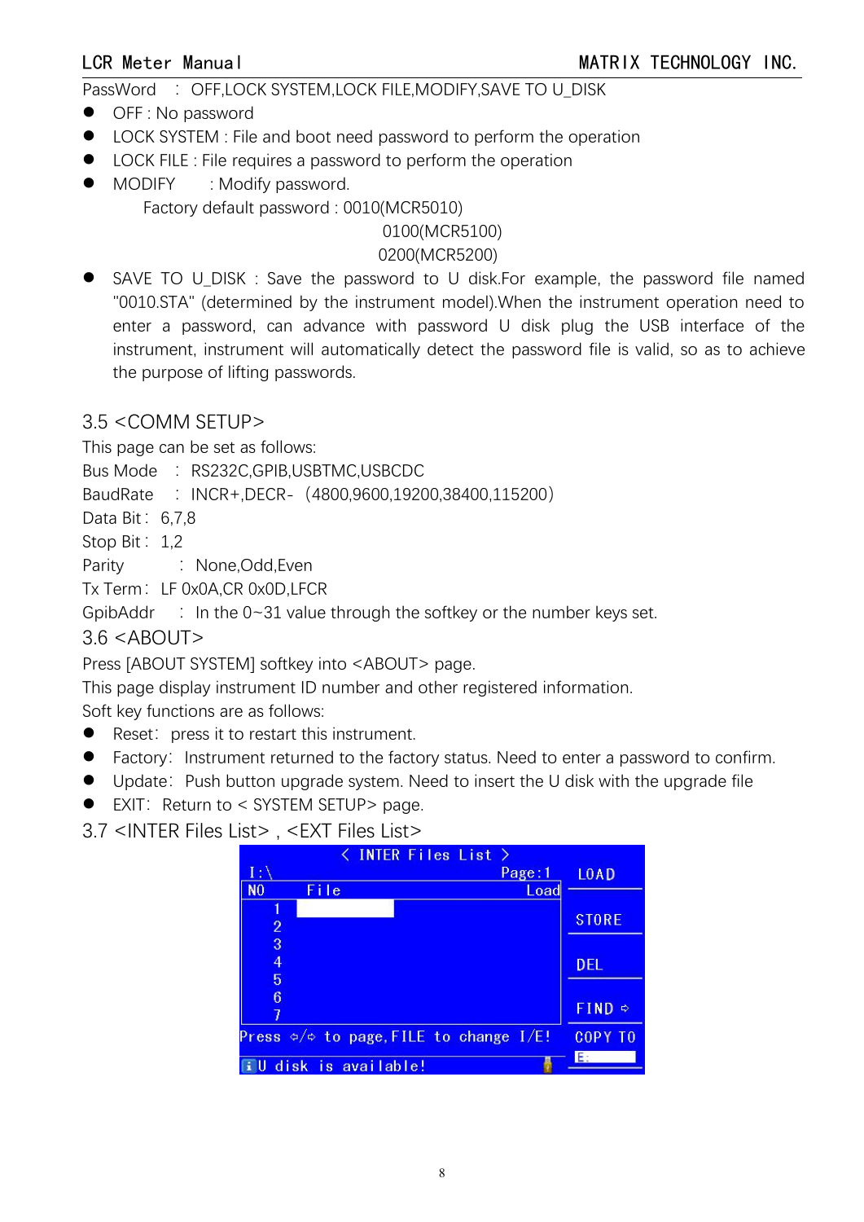PassWord : OFF,LOCK SYSTEM,LOCK FILE,MODIFY,SAVE TO U_DISK

- OFF : No password
- LOCK SYSTEM : File and boot need password to perform the operation
- LOCK FILE : File requires a password to perform the operation
- MODIFY : Modify password.

  Factory default password : 0010(MCR5010)

  0100(MCR5100)

  0200(MCR5200)

- SAVE TO U_DISK : Save the password to U disk.For example, the password file named "0010.STA" (determined by the instrument model).When the instrument operation need to enter a password, can advance with password U disk plug the USB interface of the instrument, instrument will automatically detect the password file is valid, so as to achieve the purpose of lifting passwords.

## 3.5 <COMM SETUP>

This page can be set as follows:

Bus Mode : RS232C,GPIB,USBTMC,USBCDC

BaudRate : INCR+,DECR-（4800,9600,19200,38400,115200）

Data Bit： 6,7,8

Stop Bit： 1,2

Parity : None,Odd,Even

Tx Term： LF 0x0A,CR 0x0D,LFCR

GpibAddr : In the 0~31 value through the softkey or the number keys set.

## 3.6 <ABOUT>

Press [ABOUT SYSTEM] softkey into <ABOUT> page.

This page display instrument ID number and other registered information.

Soft key functions are as follows:

- Reset： press it to restart this instrument.
- Factory： Instrument returned to the factory status. Need to enter a password to confirm.
- Update： Push button upgrade system. Need to insert the U disk with the upgrade file
- EXIT： Return to < SYSTEM SETUP> page.

## 3.7 <INTER Files List> , <EXT Files List>

< INTER Files List >

I:\ Page:1

| NO | File | Load |
| --- | --- | --- |
| 1 | | |
| 2 | | |
| 3 | | |
| 4 | | |
| 5 | | |
| 6 | | |
| 7 | | |

Press ⇦/⇨ to page, FILE to change I/E!

U disk is available!

LOAD

STORE

DEL

FIND ⇨

COPY TO

E: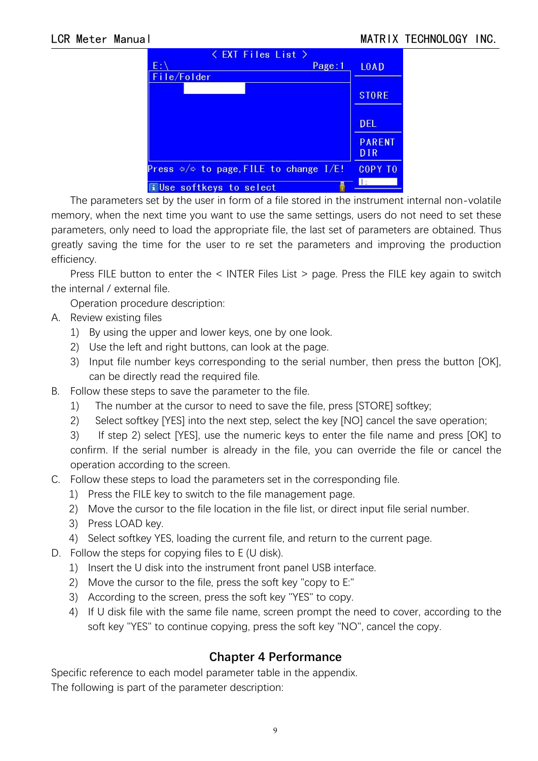The parameters set by the user in form of a file stored in the instrument internal non-volatile memory, when the next time you want to use the same settings, users do not need to set these parameters, only need to load the appropriate file, the last set of parameters are obtained. Thus greatly saving the time for the user to re set the parameters and improving the production efficiency.

Press FILE button to enter the < INTER Files List > page. Press the FILE key again to switch the internal / external file.

Operation procedure description:

A. Review existing files
   1) By using the upper and lower keys, one by one look.
   2) Use the left and right buttons, can look at the page.
   3) Input file number keys corresponding to the serial number, then press the button [OK], can be directly read the required file.

B. Follow these steps to save the parameter to the file.
   1) The number at the cursor to need to save the file, press [STORE] softkey;
   2) Select softkey [YES] into the next step, select the key [NO] cancel the save operation;
   3) If step 2) select [YES], use the numeric keys to enter the file name and press [OK] to confirm. If the serial number is already in the file, you can override the file or cancel the operation according to the screen.

C. Follow these steps to load the parameters set in the corresponding file.
   1) Press the FILE key to switch to the file management page.
   2) Move the cursor to the file location in the file list, or direct input file serial number.
   3) Press LOAD key.
   4) Select softkey YES, loading the current file, and return to the current page.

D. Follow the steps for copying files to E (U disk).
   1) Insert the U disk into the instrument front panel USB interface.
   2) Move the cursor to the file, press the soft key "copy to E:"
   3) According to the screen, press the soft key "YES" to copy.
   4) If U disk file with the same file name, screen prompt the need to cover, according to the soft key "YES" to continue copying, press the soft key "NO", cancel the copy.

# Chapter 4 Performance

Specific reference to each model parameter table in the appendix.

The following is part of the parameter description: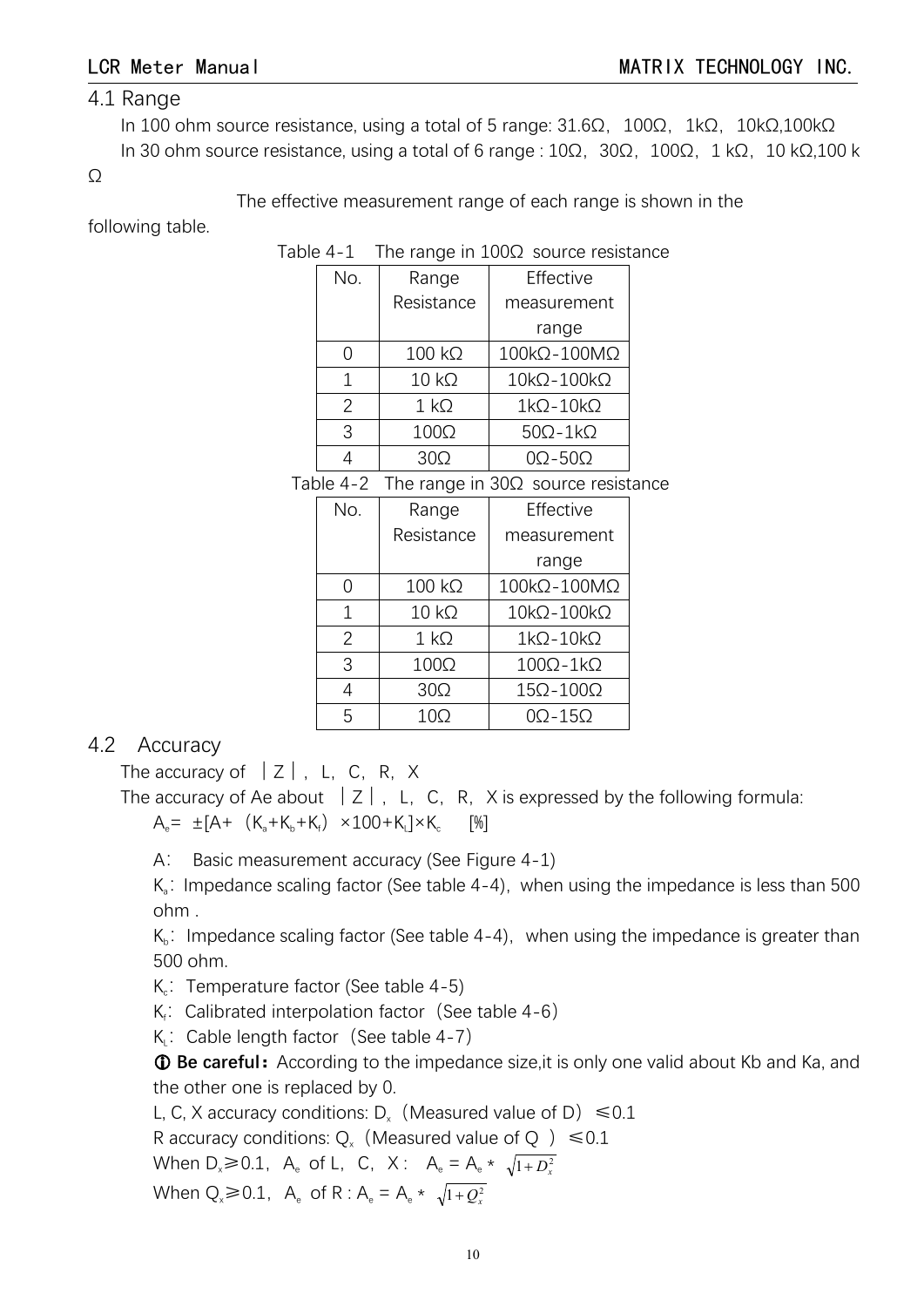## 4.1 Range

In 100 ohm source resistance, using a total of 5 range: 31.6Ω，100Ω，1kΩ，10kΩ,100kΩ

In 30 ohm source resistance, using a total of 6 range : 10Ω，30Ω，100Ω，1 kΩ，10 kΩ,100 kΩ

The effective measurement range of each range is shown in the following table.

Table 4-1 The range in 100Ω source resistance

| No. | Range Resistance | Effective measurement range |
|---|---|---|
| 0 | 100 kΩ | 100kΩ-100MΩ |
| 1 | 10 kΩ | 10kΩ-100kΩ |
| 2 | 1 kΩ | 1kΩ-10kΩ |
| 3 | 100Ω | 50Ω-1kΩ |
| 4 | 30Ω | 0Ω-50Ω |

Table 4-2 The range in 30Ω source resistance

| No. | Range Resistance | Effective measurement range |
|---|---|---|
| 0 | 100 kΩ | 100kΩ-100MΩ |
| 1 | 10 kΩ | 10kΩ-100kΩ |
| 2 | 1 kΩ | 1kΩ-10kΩ |
| 3 | 100Ω | 100Ω-1kΩ |
| 4 | 30Ω | 15Ω-100Ω |
| 5 | 10Ω | 0Ω-15Ω |

## 4.2 Accuracy

The accuracy of ｜Z｜, L, C, R, X

The accuracy of Ae about ｜Z｜, L, C, R, X is expressed by the following formula:

$A_e = \pm[A + (K_a+K_b+K_f) \times 100 + K_L] \times K_c$ [%]

A: Basic measurement accuracy (See Figure 4-1)

$K_a$: Impedance scaling factor (See table 4-4), when using the impedance is less than 500 ohm .

$K_b$: Impedance scaling factor (See table 4-4), when using the impedance is greater than 500 ohm.

$K_c$: Temperature factor (See table 4-5)

$K_f$: Calibrated interpolation factor (See table 4-6)

$K_L$: Cable length factor (See table 4-7)

ⓘ **Be careful:** According to the impedance size,it is only one valid about Kb and Ka, and the other one is replaced by 0.

L, C, X accuracy conditions: $D_x$ (Measured value of D) ≤0.1

R accuracy conditions: $Q_x$ (Measured value of Q ) ≤0.1

When $D_x \geq 0.1$, $A_e$ of L, C, X: $A_e = A_e * \sqrt{1+D_x^2}$

When $Q_x \geq 0.1$, $A_e$ of R : $A_e = A_e * \sqrt{1+Q_x^2}$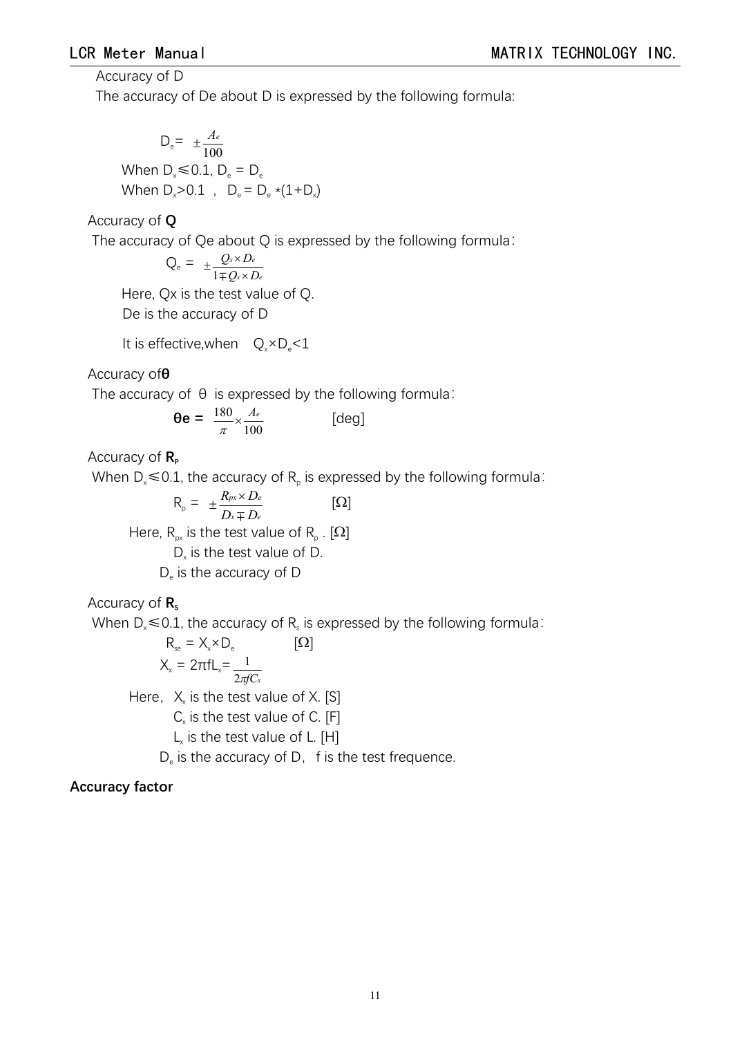Accuracy of D

The accuracy of De about D is expressed by the following formula:

$$D_e = \pm \frac{A_e}{100}$$

When $D_x \leq 0.1$, $D_e = D_e$

When $D_x > 0.1$ , $D_e = D_e * (1 + D_x)$

Accuracy of **Q**

The accuracy of Qe about Q is expressed by the following formula:

$$Q_e = \pm \frac{Q_x \times D_e}{1 \mp Q_x \times D_e}$$

Here, Qx is the test value of Q.

De is the accuracy of D

It is effective,when $Q_x \times D_e < 1$

Accuracy of **θ**

The accuracy of θ is expressed by the following formula:

$$\theta e = \frac{180}{\pi} \times \frac{A_e}{100} \quad [deg]$$

Accuracy of **$R_P$**

When $D_x \leq 0.1$, the accuracy of $R_p$ is expressed by the following formula:

$$R_p = \pm \frac{R_{px} \times D_e}{D_x \mp D_e} \quad [\Omega]$$

Here, $R_{px}$ is the test value of $R_p$ . [Ω]

$D_x$ is the test value of D.

$D_e$ is the accuracy of D

Accuracy of **$R_s$**

When $D_x \leq 0.1$, the accuracy of $R_s$ is expressed by the following formula:

$$R_{se} = X_x \times D_e \quad [\Omega]$$

$$X_x = 2\pi f L_x = \frac{1}{2\pi f C_x}$$

Here, $X_x$ is the test value of X. [S]

$C_x$ is the test value of C. [F]

$L_x$ is the test value of L. [H]

$D_e$ is the accuracy of D, f is the test frequence.

**Accuracy factor**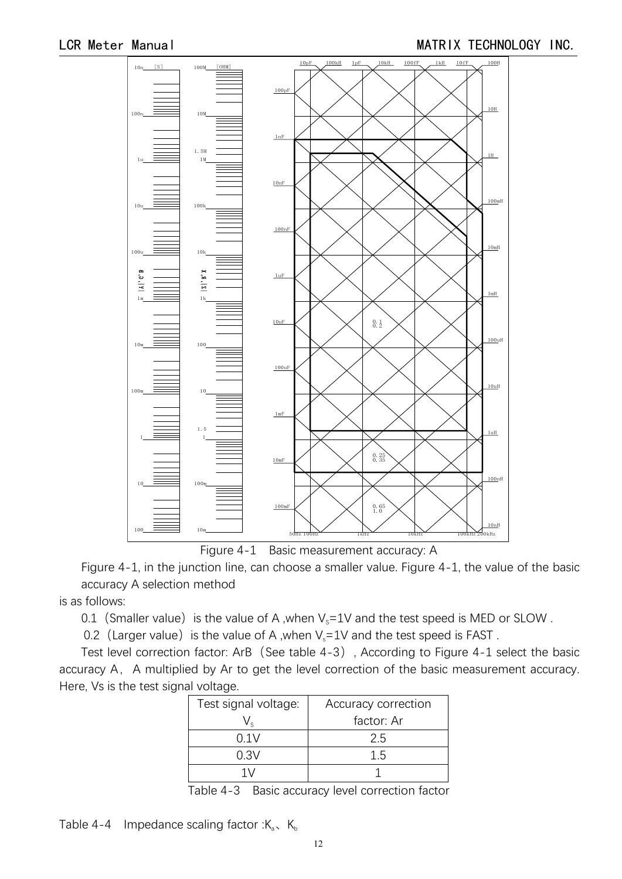Figure 4-1 Basic measurement accuracy: A

Figure 4-1, in the junction line, can choose a smaller value. Figure 4-1, the value of the basic accuracy A selection method

is as follows:

0.1（Smaller value）is the value of A ,when $V_s$=1V and the test speed is MED or SLOW .

0.2（Larger value）is the value of A ,when $V_s$=1V and the test speed is FAST .

Test level correction factor: ArB（See table 4-3）, According to Figure 4-1 select the basic accuracy A， A multiplied by Ar to get the level correction of the basic measurement accuracy. Here, Vs is the test signal voltage.

| Test signal voltage: $V_s$ | Accuracy correction factor: Ar |
|---|---|
| 0.1V | 2.5 |
| 0.3V | 1.5 |
| 1V | 1 |

Table 4-3 Basic accuracy level correction factor

Table 4-4 Impedance scaling factor :$K_a$、$K_b$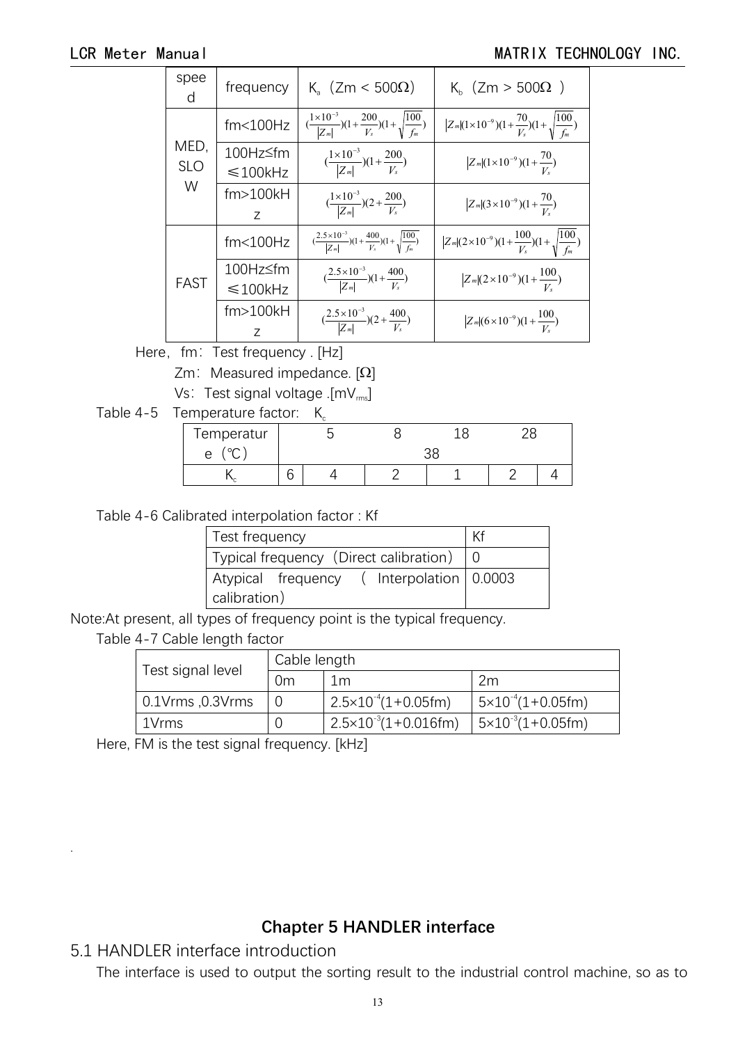| speed | frequency | $K_a$ (Zm < 500Ω) | $K_b$ (Zm > 500Ω ) |
|---|---|---|---|
| MED, SLOW | fm<100Hz | $(\frac{1\times10^{-3}}{\|Z_m\|})(1+\frac{200}{V_s})(1+\sqrt{\frac{100}{f_m}})$ | $\|Z_m\|(1\times10^{-9})(1+\frac{70}{V_s})(1+\sqrt{\frac{100}{f_m}})$ |
| | 100Hz≤fm ≤100kHz | $(\frac{1\times10^{-3}}{\|Z_m\|})(1+\frac{200}{V_s})$ | $\|Z_m\|(1\times10^{-9})(1+\frac{70}{V_s})$ |
| | fm>100kHz | $(\frac{1\times10^{-3}}{\|Z_m\|})(2+\frac{200}{V_s})$ | $\|Z_m\|(3\times10^{-9})(1+\frac{70}{V_s})$ |
| FAST | fm<100Hz | $(\frac{2.5\times10^{-3}}{\|Z_m\|})(1+\frac{400}{V_s})(1+\sqrt{\frac{100}{f_m}})$ | $\|Z_m\|(2\times10^{-9})(1+\frac{100}{V_s})(1+\sqrt{\frac{100}{f_m}})$ |
| | 100Hz≤fm ≤100kHz | $(\frac{2.5\times10^{-3}}{\|Z_m\|})(1+\frac{400}{V_s})$ | $\|Z_m\|(2\times10^{-9})(1+\frac{100}{V_s})$ |
| | fm>100kHz | $(\frac{2.5\times10^{-3}}{\|Z_m\|})(2+\frac{400}{V_s})$ | $\|Z_m\|(6\times10^{-9})(1+\frac{100}{V_s})$ |

Here, fm: Test frequency . [Hz]

Zm: Measured impedance. [Ω]

Vs: Test signal voltage .[$mV_{rms}$]

Table 4-5 Temperature factor: $K_c$

| Temperature (℃) | | 5 | 8 | 18 | 28 | 38 |
|---|---|---|---|---|---|---|
| $K_c$ | 6 | 4 | 2 | 1 | 2 | 4 |

Table 4-6 Calibrated interpolation factor : Kf

| Test frequency | Kf |
|---|---|
| Typical frequency (Direct calibration) | 0 |
| Atypical frequency ( Interpolation calibration) | 0.0003 |

Note:At present, all types of frequency point is the typical frequency.

Table 4-7 Cable length factor

| Test signal level | Cable length | | |
|---|---|---|---|
| | 0m | 1m | 2m |
| 0.1Vrms ,0.3Vrms | 0 | $2.5\times10^{-4}(1+0.05fm)$ | $5\times10^{-4}(1+0.05fm)$ |
| 1Vrms | 0 | $2.5\times10^{-3}(1+0.016fm)$ | $5\times10^{-3}(1+0.05fm)$ |

Here, FM is the test signal frequency. [kHz]

# Chapter 5 HANDLER interface

## 5.1 HANDLER interface introduction

The interface is used to output the sorting result to the industrial control machine, so as to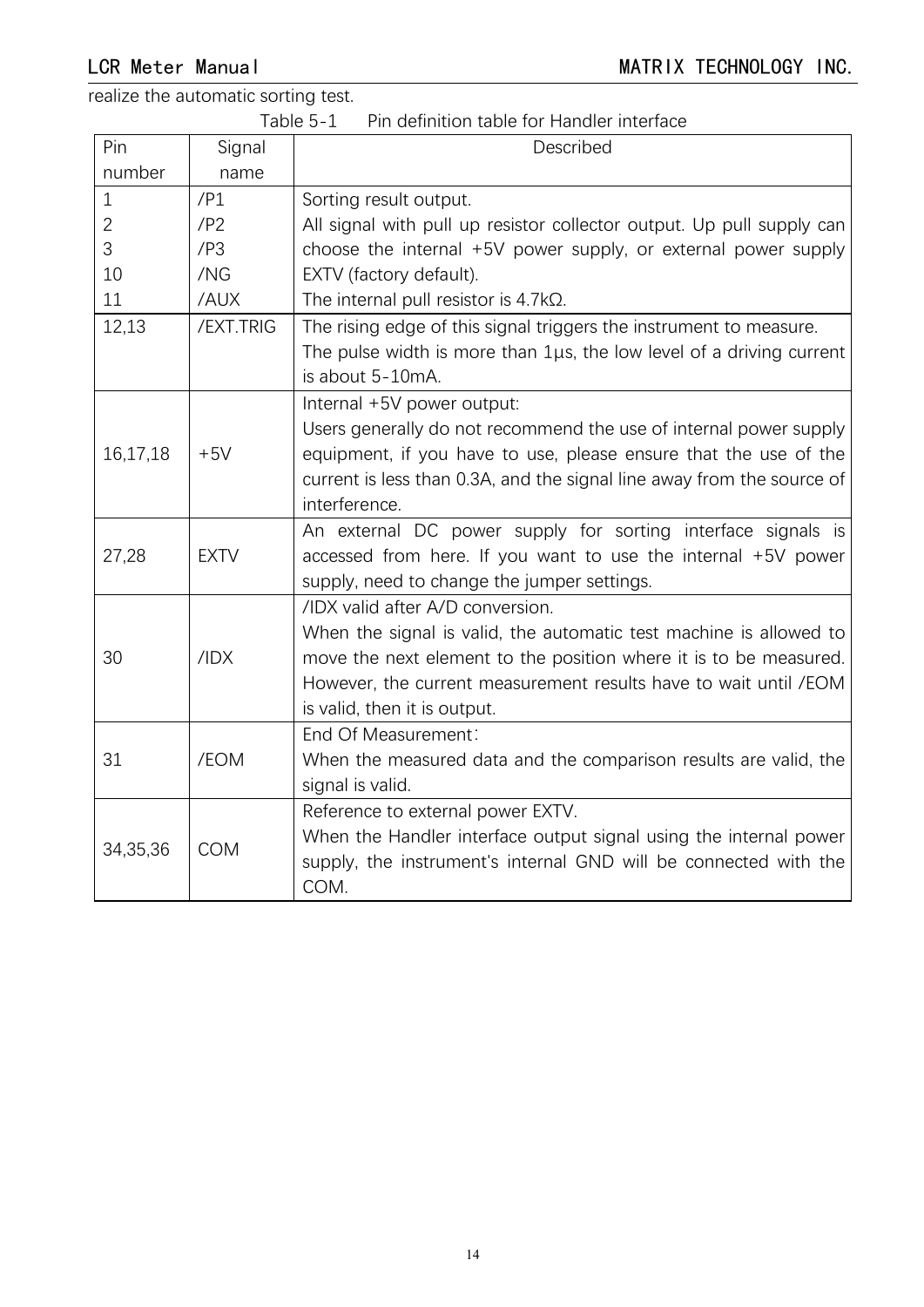realize the automatic sorting test.

Table 5-1 Pin definition table for Handler interface

| Pin number | Signal name | Described |
|---|---|---|
| 1<br>2<br>3<br>10<br>11 | /P1<br>/P2<br>/P3<br>/NG<br>/AUX | Sorting result output.<br>All signal with pull up resistor collector output. Up pull supply can choose the internal +5V power supply, or external power supply EXTV (factory default).<br>The internal pull resistor is 4.7kΩ. |
| 12,13 | /EXT.TRIG | The rising edge of this signal triggers the instrument to measure.<br>The pulse width is more than 1μs, the low level of a driving current is about 5-10mA. |
| 16,17,18 | +5V | Internal +5V power output:<br>Users generally do not recommend the use of internal power supply equipment, if you have to use, please ensure that the use of the current is less than 0.3A, and the signal line away from the source of interference. |
| 27,28 | EXTV | An external DC power supply for sorting interface signals is accessed from here. If you want to use the internal +5V power supply, need to change the jumper settings. |
| 30 | /IDX | /IDX valid after A/D conversion.<br>When the signal is valid, the automatic test machine is allowed to move the next element to the position where it is to be measured. However, the current measurement results have to wait until /EOM is valid, then it is output. |
| 31 | /EOM | End Of Measurement：<br>When the measured data and the comparison results are valid, the signal is valid. |
| 34,35,36 | COM | Reference to external power EXTV.<br>When the Handler interface output signal using the internal power supply, the instrument's internal GND will be connected with the COM. |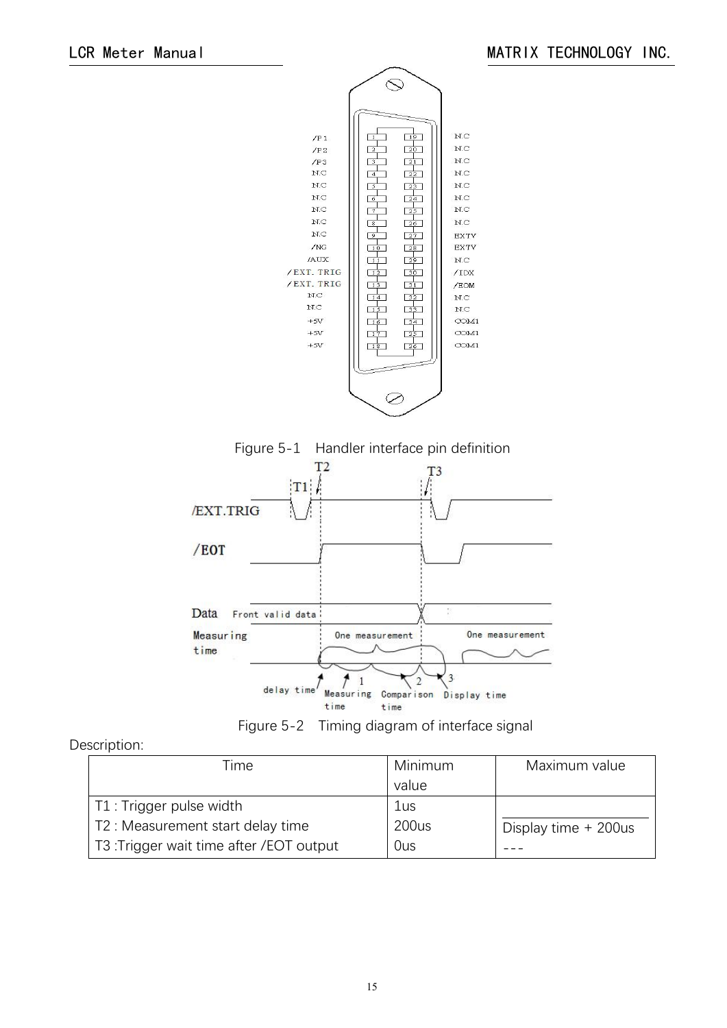Figure 5-1 Handler interface pin definition

Figure 5-2 Timing diagram of interface signal

Description:

| Time | Minimum value | Maximum value |
|---|---|---|
| T1 : Trigger pulse width | 1us | |
| T2 : Measurement start delay time | 200us | Display time + 200us |
| T3 :Trigger wait time after /EOT output | 0us | --- |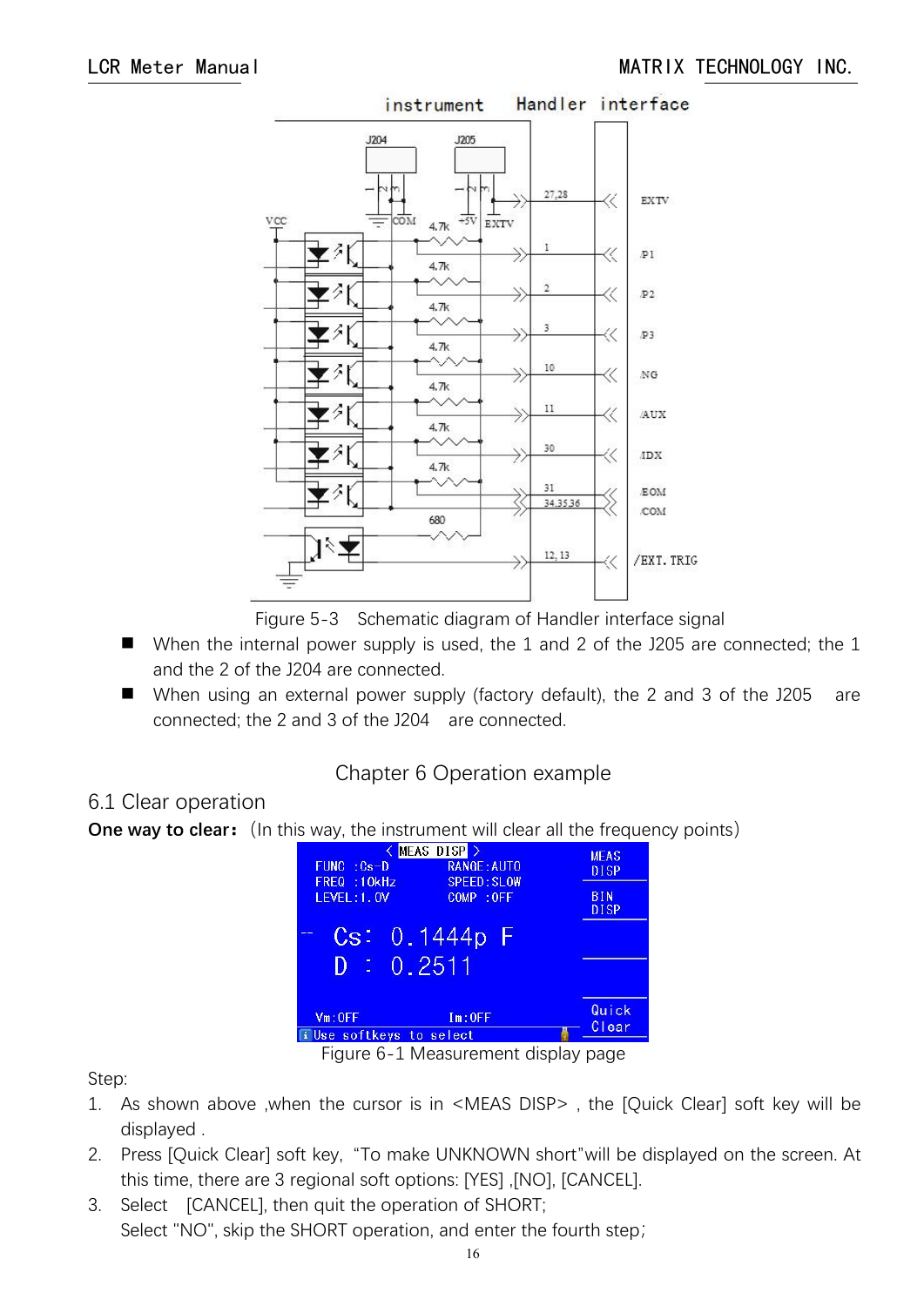Figure 5-3 Schematic diagram of Handler interface signal

- When the internal power supply is used, the 1 and 2 of the J205 are connected; the 1 and the 2 of the J204 are connected.
- When using an external power supply (factory default), the 2 and 3 of the J205 are connected; the 2 and 3 of the J204 are connected.

# Chapter 6 Operation example

## 6.1 Clear operation

**One way to clear:** (In this way, the instrument will clear all the frequency points)

Figure 6-1 Measurement display page

Step:

1. As shown above ,when the cursor is in <MEAS DISP> , the [Quick Clear] soft key will be displayed .
2. Press [Quick Clear] soft key, "To make UNKNOWN short"will be displayed on the screen. At this time, there are 3 regional soft options: [YES] ,[NO], [CANCEL].
3. Select [CANCEL], then quit the operation of SHORT;
   Select "NO", skip the SHORT operation, and enter the fourth step;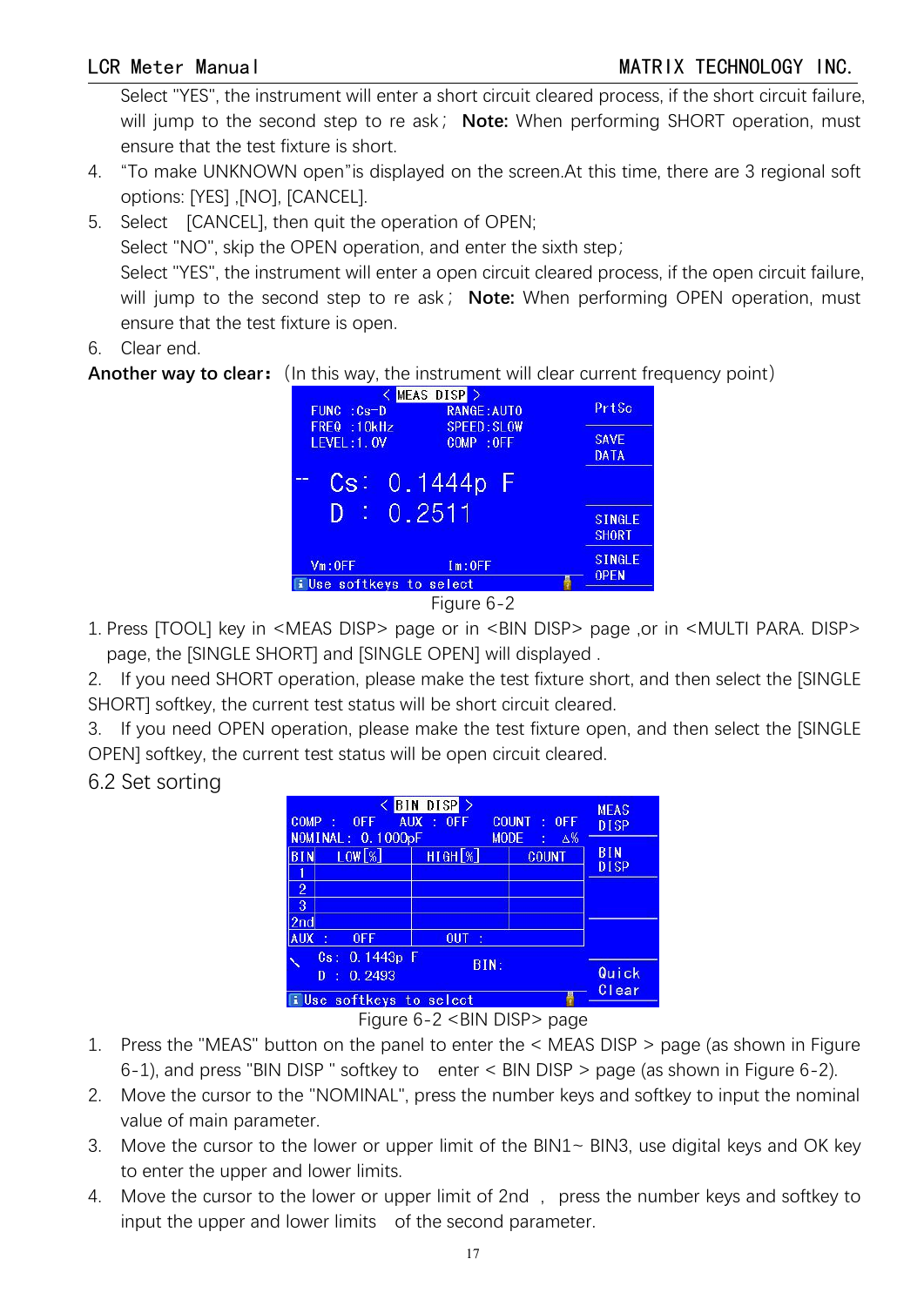Select "YES", the instrument will enter a short circuit cleared process, if the short circuit failure, will jump to the second step to re ask； **Note:** When performing SHORT operation, must ensure that the test fixture is short.

4. “To make UNKNOWN open”is displayed on the screen.At this time, there are 3 regional soft options: [YES] ,[NO], [CANCEL].
5. Select [CANCEL], then quit the operation of OPEN;
   Select "NO", skip the OPEN operation, and enter the sixth step；
   Select "YES", the instrument will enter a open circuit cleared process, if the open circuit failure, will jump to the second step to re ask； **Note:** When performing OPEN operation, must ensure that the test fixture is open.
6. Clear end.

**Another way to clear:** (In this way, the instrument will clear current frequency point)

Figure 6-2

1. Press [TOOL] key in <MEAS DISP> page or in <BIN DISP> page ,or in <MULTI PARA. DISP> page, the [SINGLE SHORT] and [SINGLE OPEN] will displayed .
2. If you need SHORT operation, please make the test fixture short, and then select the [SINGLE SHORT] softkey, the current test status will be short circuit cleared.
3. If you need OPEN operation, please make the test fixture open, and then select the [SINGLE OPEN] softkey, the current test status will be open circuit cleared.

## 6.2 Set sorting

Figure 6-2 <BIN DISP> page

1. Press the "MEAS" button on the panel to enter the < MEAS DISP > page (as shown in Figure 6-1), and press "BIN DISP " softkey to enter < BIN DISP > page (as shown in Figure 6-2).
2. Move the cursor to the "NOMINAL", press the number keys and softkey to input the nominal value of main parameter.
3. Move the cursor to the lower or upper limit of the BIN1~ BIN3, use digital keys and OK key to enter the upper and lower limits.
4. Move the cursor to the lower or upper limit of 2nd , press the number keys and softkey to input the upper and lower limits of the second parameter.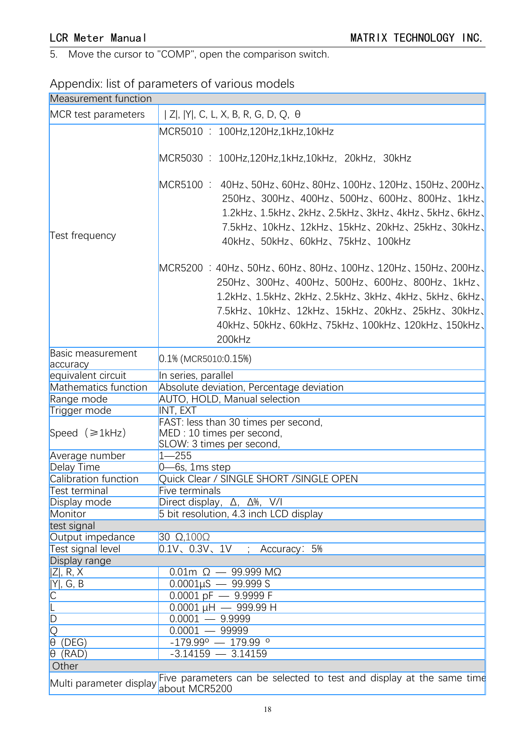5. Move the cursor to "COMP", open the comparison switch.

## Appendix: list of parameters of various models

| Measurement function | |
|---|---|
| MCR test parameters | \| Z\|, \|Y\|, C, L, X, B, R, G, D, Q, θ |
| Test frequency | MCR5010 ： 100Hz,120Hz,1kHz,10kHz<br><br>MCR5030 ： 100Hz,120Hz,1kHz,10kHz, 20kHz, 30kHz<br><br>MCR5100 ： 40Hz、50Hz、60Hz、80Hz、100Hz、120Hz、150Hz、200Hz、250Hz、300Hz、400Hz、500Hz、600Hz、800Hz、1kHz、1.2kHz、1.5kHz、2kHz、2.5kHz、3kHz、4kHz、5kHz、6kHz、7.5kHz、10kHz、12kHz、15kHz、20kHz、25kHz、30kHz、40kHz、50kHz、60kHz、75kHz、100kHz<br><br>MCR5200 ：40Hz、50Hz、60Hz、80Hz、100Hz、120Hz、150Hz、200Hz、250Hz、300Hz、400Hz、500Hz、600Hz、800Hz、1kHz、1.2kHz、1.5kHz、2kHz、2.5kHz、3kHz、4kHz、5kHz、6kHz、7.5kHz、10kHz、12kHz、15kHz、20kHz、25kHz、30kHz、40kHz、50kHz、60kHz、75kHz、100kHz、120kHz、150kHz、200kHz |
| Basic measurement accuracy | 0.1% (MCR5010:0.15%) |
| equivalent circuit | In series, parallel |
| Mathematics function | Absolute deviation, Percentage deviation |
| Range mode | AUTO, HOLD, Manual selection |
| Trigger mode | INT, EXT |
| Speed（≥1kHz) | FAST: less than 30 times per second,<br>MED : 10 times per second,<br>SLOW: 3 times per second, |
| Average number | 1—255 |
| Delay Time | 0—6s, 1ms step |
| Calibration function | Quick Clear / SINGLE SHORT /SINGLE OPEN |
| Test terminal | Five terminals |
| Display mode | Direct display, Δ, Δ%, V/I |
| Monitor | 5 bit resolution, 4.3 inch LCD display |
| **test signal** | |
| Output impedance | 30 Ω,100Ω |
| Test signal level | 0.1V、0.3V、1V ; Accuracy: 5% |
| **Display range** | |
| \|Z\|, R, X | 0.01m Ω — 99.999 MΩ |
| \|Y\|, G, B | 0.0001μS — 99.999 S |
| C | 0.0001 pF — 9.9999 F |
| L | 0.0001 μH — 999.99 H |
| D | 0.0001 — 9.9999 |
| Q | 0.0001 — 99999 |
| θ (DEG) | -179.99º — 179.99 º |
| θ (RAD) | -3.14159 — 3.14159 |
| **Other** | |
| Multi parameter display | Five parameters can be selected to test and display at the same time about MCR5200 |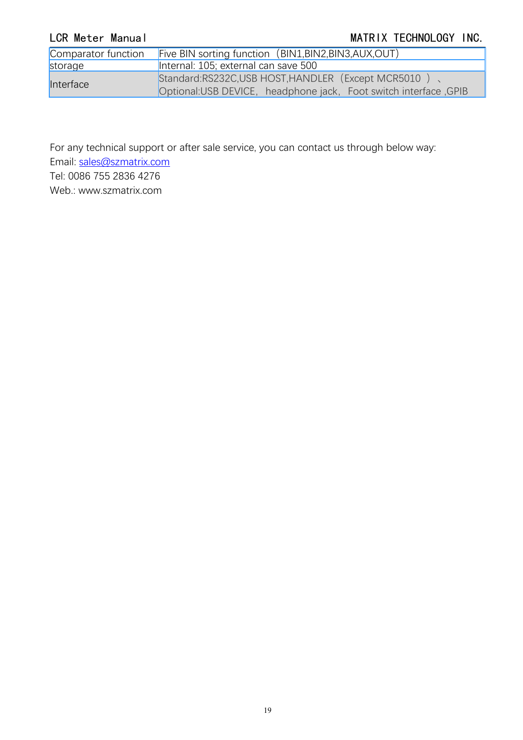| | |
|---|---|
| Comparator function | Five BIN sorting function（BIN1,BIN2,BIN3,AUX,OUT） |
| storage | Internal: 105; external can save 500 |
| Interface | Standard:RS232C,USB HOST,HANDLER（Except MCR5010 ）、 Optional:USB DEVICE， headphone jack， Foot switch interface ,GPIB |

For any technical support or after sale service, you can contact us through below way:
Email: sales@szmatrix.com
Tel: 0086 755 2836 4276
Web.: www.szmatrix.com